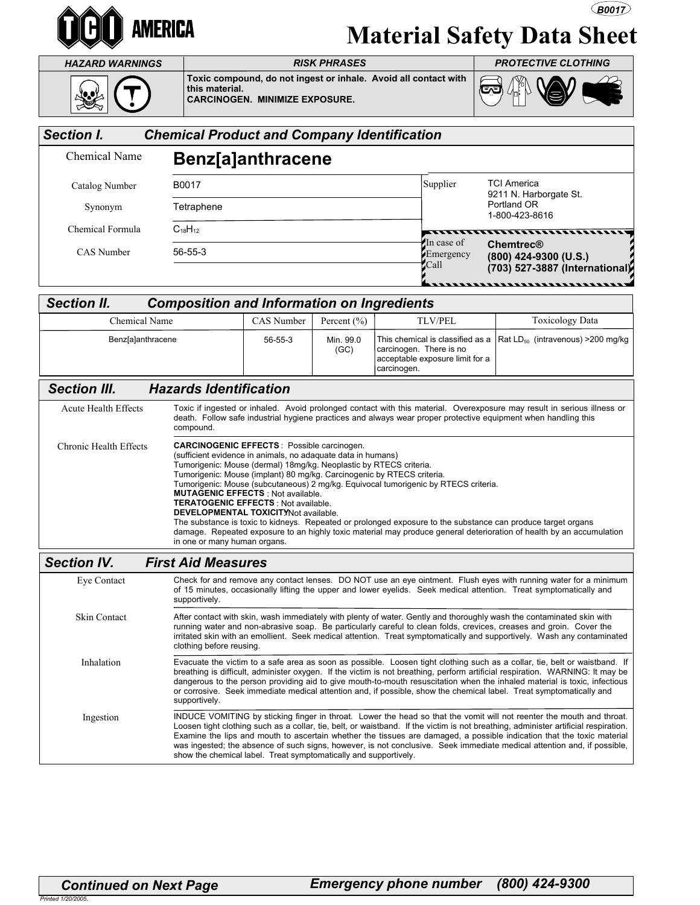B0017

# TCI AMERICA — Material Safety Data Sheet

| HAZARD WARNINGS | RISK PHRASES | PROTECTIVE CLOTHING |
|---|---|---|
| | Toxic compound, do not ingest or inhale. Avoid all contact with this material. CARCINOGEN. MINIMIZE EXPOSURE. | |

## Section I. Chemical Product and Company Identification

| | |
|---|---|
| Chemical Name | **Benz[a]anthracene** |
| Catalog Number | B0017 |
| Synonym | Tetraphene |
| Chemical Formula | $C_{18}H_{12}$ |
| CAS Number | 56-55-3 |

**Supplier:** TCI America, 9211 N. Harborgate St., Portland OR, 1-800-423-8616

**In case of Emergency Call:** **Chemtrec® (800) 424-9300 (U.S.) (703) 527-3887 (International)**

## Section II. Composition and Information on Ingredients

| Chemical Name | CAS Number | Percent (%) | TLV/PEL | Toxicology Data |
|---|---|---|---|---|
| Benz[a]anthracene | 56-55-3 | Min. 99.0 (GC) | This chemical is classified as a carcinogen. There is no acceptable exposure limit for a carcinogen. | Rat $LD_{50}$ (intravenous) >200 mg/kg |

## Section III. Hazards Identification

**Acute Health Effects**

Toxic if ingested or inhaled. Avoid prolonged contact with this material. Overexposure may result in serious illness or death. Follow safe industrial hygiene practices and always wear proper protective equipment when handling this compound.

**Chronic Health Effects**

**CARCINOGENIC EFFECTS** : Possible carcinogen.
(sufficient evidence in animals, no adaquate data in humans)
Tumorigenic: Mouse (dermal) 18mg/kg. Neoplastic by RTECS criteria.
Tumorigenic: Mouse (implant) 80 mg/kg. Carcinogenic by RTECS criteria.
Tumorigenic: Mouse (subcutaneous) 2 mg/kg. Equivocal tumorigenic by RTECS criteria.
**MUTAGENIC EFFECTS** : Not available.
**TERATOGENIC EFFECTS** : Not available.
**DEVELOPMENTAL TOXICITY**: Not available.
The substance is toxic to kidneys. Repeated or prolonged exposure to the substance can produce target organs damage. Repeated exposure to an highly toxic material may produce general deterioration of health by an accumulation in one or many human organs.

## Section IV. First Aid Measures

**Eye Contact**

Check for and remove any contact lenses. DO NOT use an eye ointment. Flush eyes with running water for a minimum of 15 minutes, occasionally lifting the upper and lower eyelids. Seek medical attention. Treat symptomatically and supportively.

**Skin Contact**

After contact with skin, wash immediately with plenty of water. Gently and thoroughly wash the contaminated skin with running water and non-abrasive soap. Be particularly careful to clean folds, crevices, creases and groin. Cover the irritated skin with an emollient. Seek medical attention. Treat symptomatically and supportively. Wash any contaminated clothing before reusing.

**Inhalation**

Evacuate the victim to a safe area as soon as possible. Loosen tight clothing such as a collar, tie, belt or waistband. If breathing is difficult, administer oxygen. If the victim is not breathing, perform artificial respiration. WARNING: It may be dangerous to the person providing aid to give mouth-to-mouth resuscitation when the inhaled material is toxic, infectious or corrosive. Seek immediate medical attention and, if possible, show the chemical label. Treat symptomatically and supportively.

**Ingestion**

INDUCE VOMITING by sticking finger in throat. Lower the head so that the vomit will not reenter the mouth and throat. Loosen tight clothing such as a collar, tie, belt, or waistband. If the victim is not breathing, administer artificial respiration. Examine the lips and mouth to ascertain whether the tissues are damaged, a possible indication that the toxic material was ingested; the absence of such signs, however, is not conclusive. Seek immediate medical attention and, if possible, show the chemical label. Treat symptomatically and supportively.

**Continued on Next Page** — **Emergency phone number (800) 424-9300**

Printed 1/20/2005.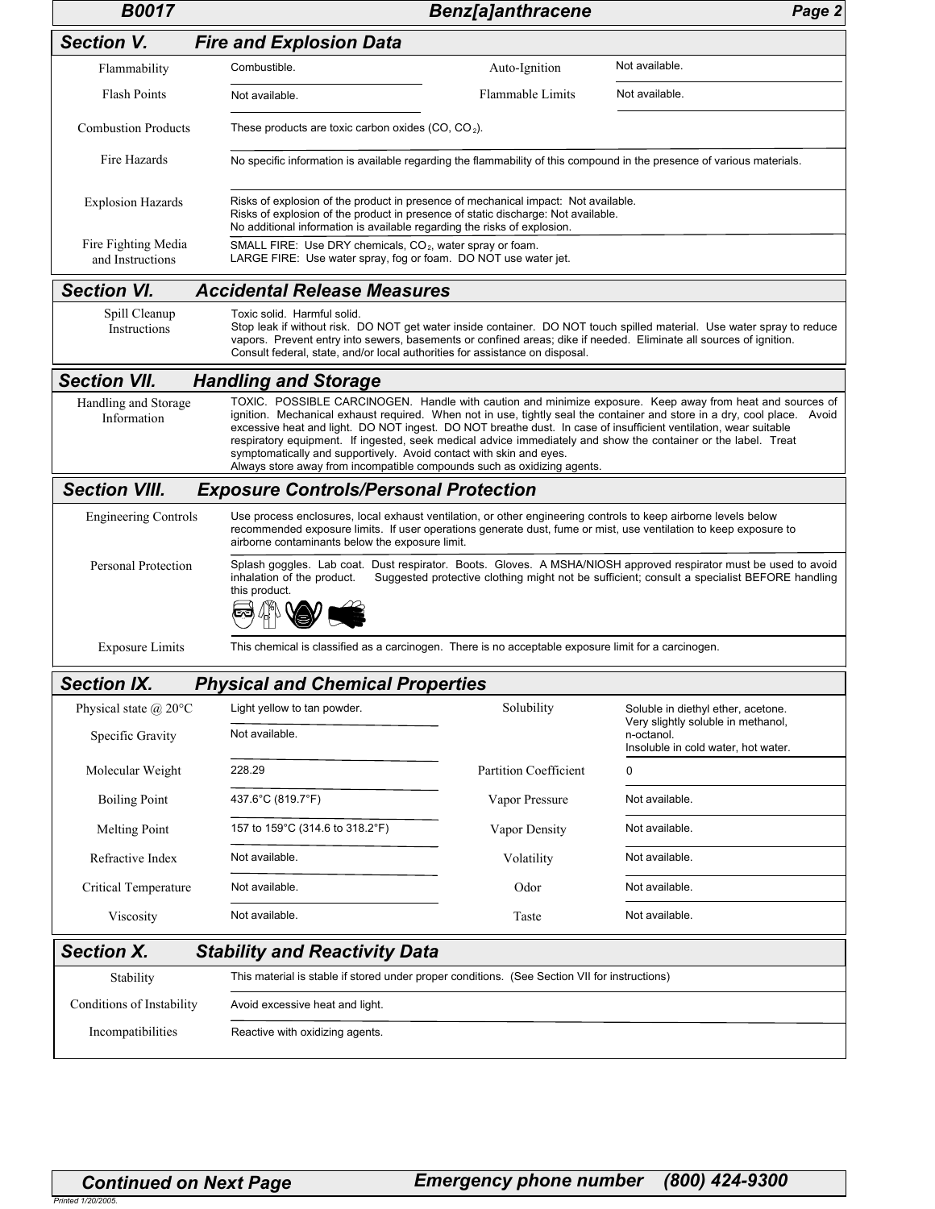## Section V. Fire and Explosion Data

| | | | |
|---|---|---|---|
| Flammability | Combustible. | Auto-Ignition | Not available. |
| Flash Points | Not available. | Flammable Limits | Not available. |
| Combustion Products | These products are toxic carbon oxides (CO, $CO_2$). | | |
| Fire Hazards | No specific information is available regarding the flammability of this compound in the presence of various materials. | | |
| Explosion Hazards | Risks of explosion of the product in presence of mechanical impact: Not available. Risks of explosion of the product in presence of static discharge: Not available. No additional information is available regarding the risks of explosion. | | |
| Fire Fighting Media and Instructions | SMALL FIRE: Use DRY chemicals, $CO_2$, water spray or foam. LARGE FIRE: Use water spray, fog or foam. DO NOT use water jet. | | |

## Section VI. Accidental Release Measures

| | |
|---|---|
| Spill Cleanup Instructions | Toxic solid. Harmful solid. Stop leak if without risk. DO NOT get water inside container. DO NOT touch spilled material. Use water spray to reduce vapors. Prevent entry into sewers, basements or confined areas; dike if needed. Eliminate all sources of ignition. Consult federal, state, and/or local authorities for assistance on disposal. |

## Section VII. Handling and Storage

| | |
|---|---|
| Handling and Storage Information | TOXIC. POSSIBLE CARCINOGEN. Handle with caution and minimize exposure. Keep away from heat and sources of ignition. Mechanical exhaust required. When not in use, tightly seal the container and store in a dry, cool place. Avoid excessive heat and light. DO NOT ingest. DO NOT breathe dust. In case of insufficient ventilation, wear suitable respiratory equipment. If ingested, seek medical advice immediately and show the container or the label. Treat symptomatically and supportively. Avoid contact with skin and eyes. Always store away from incompatible compounds such as oxidizing agents. |

## Section VIII. Exposure Controls/Personal Protection

| | |
|---|---|
| Engineering Controls | Use process enclosures, local exhaust ventilation, or other engineering controls to keep airborne levels below recommended exposure limits. If user operations generate dust, fume or mist, use ventilation to keep exposure to airborne contaminants below the exposure limit. |
| Personal Protection | Splash goggles. Lab coat. Dust respirator. Boots. Gloves. A MSHA/NIOSH approved respirator must be used to avoid inhalation of the product. Suggested protective clothing might not be sufficient; consult a specialist BEFORE handling this product. |
| Exposure Limits | This chemical is classified as a carcinogen. There is no acceptable exposure limit for a carcinogen. |

## Section IX. Physical and Chemical Properties

| | | | |
|---|---|---|---|
| Physical state @ 20°C | Light yellow to tan powder. | Solubility | Soluble in diethyl ether, acetone. Very slightly soluble in methanol, n-octanol. Insoluble in cold water, hot water. |
| Specific Gravity | Not available. | | |
| Molecular Weight | 228.29 | Partition Coefficient | 0 |
| Boiling Point | 437.6°C (819.7°F) | Vapor Pressure | Not available. |
| Melting Point | 157 to 159°C (314.6 to 318.2°F) | Vapor Density | Not available. |
| Refractive Index | Not available. | Volatility | Not available. |
| Critical Temperature | Not available. | Odor | Not available. |
| Viscosity | Not available. | Taste | Not available. |

## Section X. Stability and Reactivity Data

| | |
|---|---|
| Stability | This material is stable if stored under proper conditions. (See Section VII for instructions) |
| Conditions of Instability | Avoid excessive heat and light. |
| Incompatibilities | Reactive with oxidizing agents. |

**Continued on Next Page** **Emergency phone number (800) 424-9300**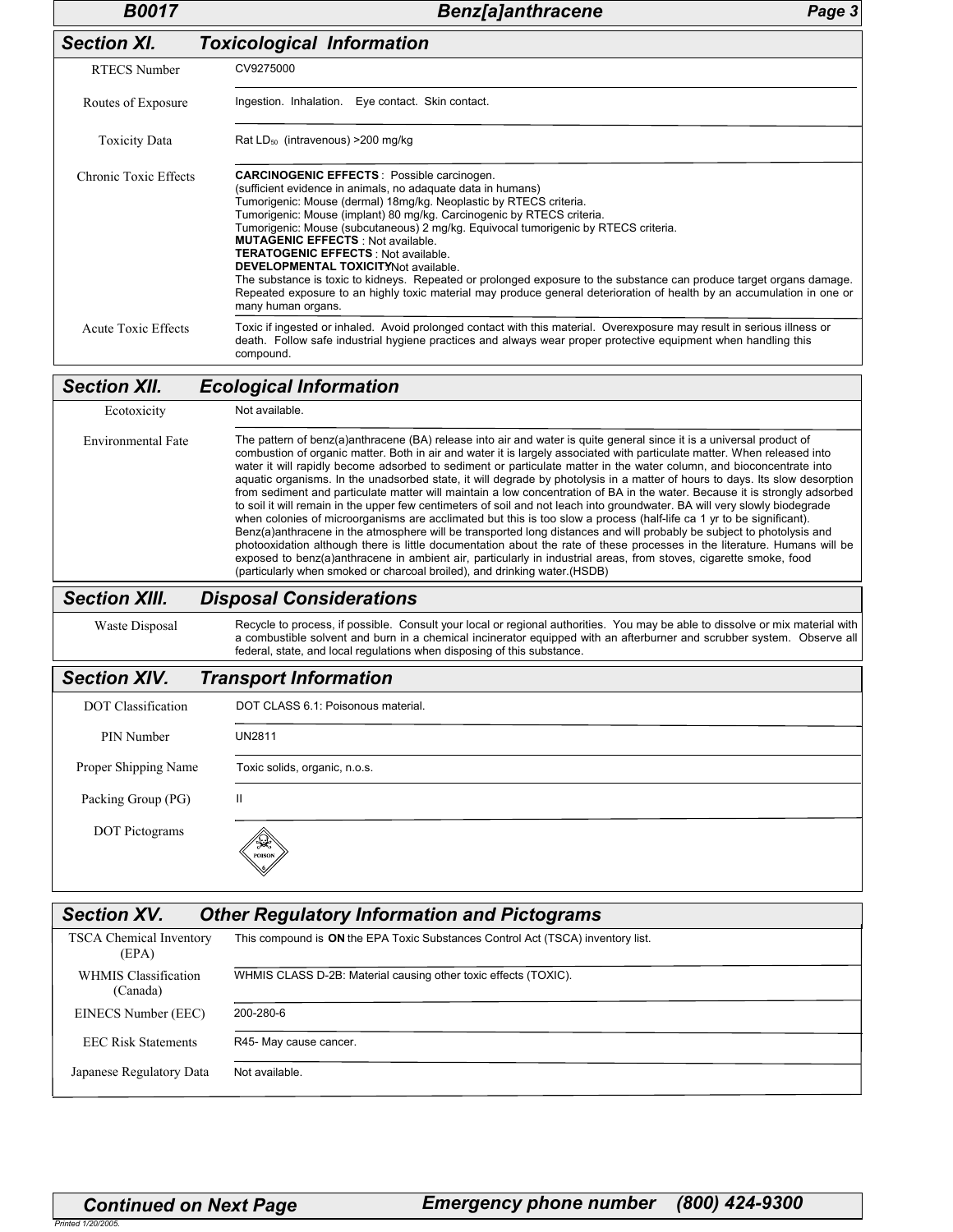## Section XI. Toxicological Information

| | |
|---|---|
| RTECS Number | CV9275000 |
| Routes of Exposure | Ingestion. Inhalation. Eye contact. Skin contact. |
| Toxicity Data | Rat $LD_{50}$ (intravenous) >200 mg/kg |
| Chronic Toxic Effects | **CARCINOGENIC EFFECTS** : Possible carcinogen. (sufficient evidence in animals, no adaquate data in humans) Tumorigenic: Mouse (dermal) 18mg/kg. Neoplastic by RTECS criteria. Tumorigenic: Mouse (implant) 80 mg/kg. Carcinogenic by RTECS criteria. Tumorigenic: Mouse (subcutaneous) 2 mg/kg. Equivocal tumorigenic by RTECS criteria. **MUTAGENIC EFFECTS** : Not available. **TERATOGENIC EFFECTS** : Not available. **DEVELOPMENTAL TOXICITY**: Not available. The substance is toxic to kidneys. Repeated or prolonged exposure to the substance can produce target organs damage. Repeated exposure to an highly toxic material may produce general deterioration of health by an accumulation in one or many human organs. |
| Acute Toxic Effects | Toxic if ingested or inhaled. Avoid prolonged contact with this material. Overexposure may result in serious illness or death. Follow safe industrial hygiene practices and always wear proper protective equipment when handling this compound. |

## Section XII. Ecological Information

| | |
|---|---|
| Ecotoxicity | Not available. |
| Environmental Fate | The pattern of benz(a)anthracene (BA) release into air and water is quite general since it is a universal product of combustion of organic matter. Both in air and water it is largely associated with particulate matter. When released into water it will rapidly become adsorbed to sediment or particulate matter in the water column, and bioconcentrate into aquatic organisms. In the unadsorbed state, it will degrade by photolysis in a matter of hours to days. Its slow desorption from sediment and particulate matter will maintain a low concentration of BA in the water. Because it is strongly adsorbed to soil it will remain in the upper few centimeters of soil and not leach into groundwater. BA will very slowly biodegrade when colonies of microorganisms are acclimated but this is too slow a process (half-life ca 1 yr to be significant). Benz(a)anthracene in the atmosphere will be transported long distances and will probably be subject to photolysis and photooxidation although there is little documentation about the rate of these processes in the literature. Humans will be exposed to benz(a)anthracene in ambient air, particularly in industrial areas, from stoves, cigarette smoke, food (particularly when smoked or charcoal broiled), and drinking water.(HSDB) |

## Section XIII. Disposal Considerations

| | |
|---|---|
| Waste Disposal | Recycle to process, if possible. Consult your local or regional authorities. You may be able to dissolve or mix material with a combustible solvent and burn in a chemical incinerator equipped with an afterburner and scrubber system. Observe all federal, state, and local regulations when disposing of this substance. |

## Section XIV. Transport Information

| | |
|---|---|
| DOT Classification | DOT CLASS 6.1: Poisonous material. |
| PIN Number | UN2811 |
| Proper Shipping Name | Toxic solids, organic, n.o.s. |
| Packing Group (PG) | II |
| DOT Pictograms | POISON 6 |

## Section XV. Other Regulatory Information and Pictograms

| | |
|---|---|
| TSCA Chemical Inventory (EPA) | This compound is **ON** the EPA Toxic Substances Control Act (TSCA) inventory list. |
| WHMIS Classification (Canada) | WHMIS CLASS D-2B: Material causing other toxic effects (TOXIC). |
| EINECS Number (EEC) | 200-280-6 |
| EEC Risk Statements | R45- May cause cancer. |
| Japanese Regulatory Data | Not available. |

**Continued on Next Page** | **Emergency phone number (800) 424-9300**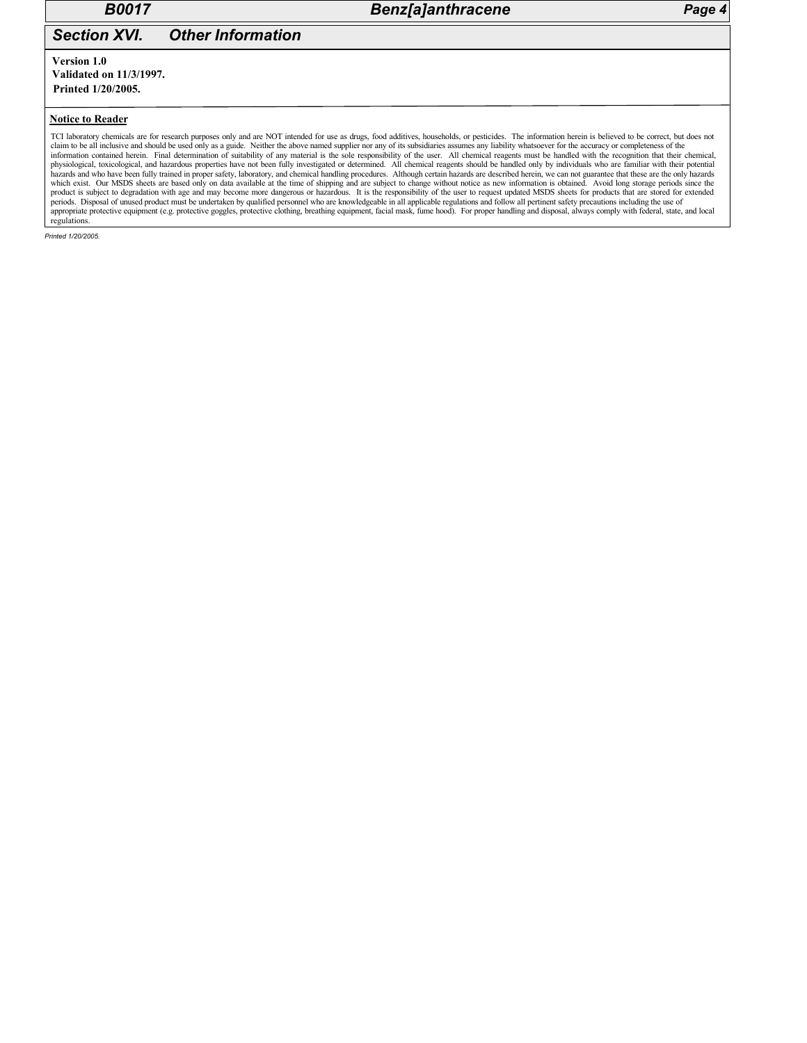## Section XVI. Other Information

**Version 1.0**
**Validated on 11/3/1997.**
**Printed 1/20/2005.**

### Notice to Reader

TCI laboratory chemicals are for research purposes only and are NOT intended for use as drugs, food additives, households, or pesticides. The information herein is believed to be correct, but does not claim to be all inclusive and should be used only as a guide. Neither the above named supplier nor any of its subsidiaries assumes any liability whatsoever for the accuracy or completeness of the information contained herein. Final determination of suitability of any material is the sole responsibility of the user. All chemical reagents must be handled with the recognition that their chemical, physiological, toxicological, and hazardous properties have not been fully investigated or determined. All chemical reagents should be handled only by individuals who are familiar with their potential hazards and who have been fully trained in proper safety, laboratory, and chemical handling procedures. Although certain hazards are described herein, we can not guarantee that these are the only hazards which exist. Our MSDS sheets are based only on data available at the time of shipping and are subject to change without notice as new information is obtained. Avoid long storage periods since the product is subject to degradation with age and may become more dangerous or hazardous. It is the responsibility of the user to request updated MSDS sheets for products that are stored for extended periods. Disposal of unused product must be undertaken by qualified personnel who are knowledgeable in all applicable regulations and follow all pertinent safety precautions including the use of appropriate protective equipment (e.g. protective goggles, protective clothing, breathing equipment, facial mask, fume hood). For proper handling and disposal, always comply with federal, state, and local regulations.